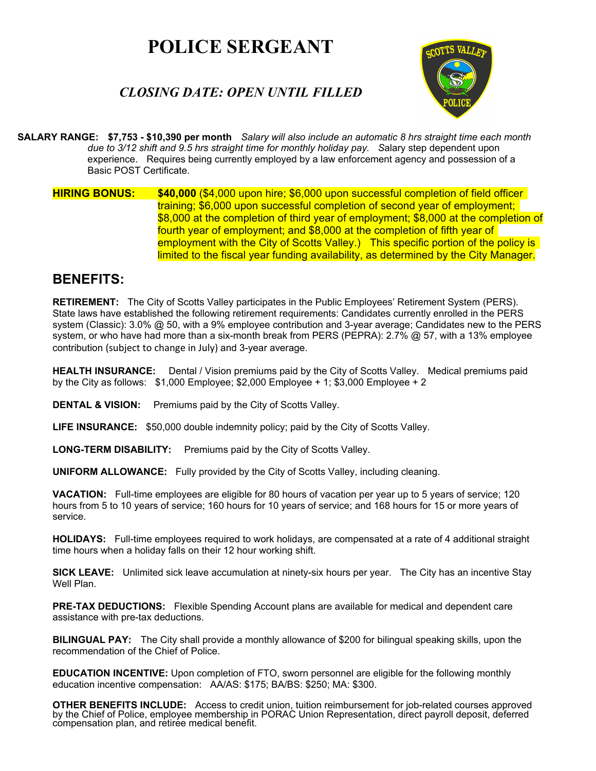# POLICE SERGEANT

### *CLOSING DATE: OPEN UNTIL FILLED*

**SALARY RANGE: $7,753 - $10,390 per month** *Salary will also include an automatic 8 hrs straight time each month due to 3/12 shift and 9.5 hrs straight time for monthly holiday pay. S*alary step dependent upon experience. Requires being currently employed by a law enforcement agency and possession of a Basic POST Certificate.

**HIRING BONUS:** **$40,000** ($4,000 upon hire; $6,000 upon successful completion of field officer training; $6,000 upon successful completion of second year of employment; $8,000 at the completion of third year of employment; $8,000 at the completion of fourth year of employment; and $8,000 at the completion of fifth year of employment with the City of Scotts Valley.) This specific portion of the policy is limited to the fiscal year funding availability, as determined by the City Manager.

## BENEFITS:

**RETIREMENT:** The City of Scotts Valley participates in the Public Employees' Retirement System (PERS). State laws have established the following retirement requirements: Candidates currently enrolled in the PERS system (Classic): 3.0% @ 50, with a 9% employee contribution and 3-year average; Candidates new to the PERS system, or who have had more than a six-month break from PERS (PEPRA): 2.7% @ 57, with a 13% employee contribution (subject to change in July) and 3-year average.

**HEALTH INSURANCE:** Dental / Vision premiums paid by the City of Scotts Valley. Medical premiums paid by the City as follows: $1,000 Employee; $2,000 Employee + 1; $3,000 Employee + 2

**DENTAL & VISION:** Premiums paid by the City of Scotts Valley.

**LIFE INSURANCE:** $50,000 double indemnity policy; paid by the City of Scotts Valley.

**LONG-TERM DISABILITY:** Premiums paid by the City of Scotts Valley.

**UNIFORM ALLOWANCE:** Fully provided by the City of Scotts Valley, including cleaning.

**VACATION:** Full-time employees are eligible for 80 hours of vacation per year up to 5 years of service; 120 hours from 5 to 10 years of service; 160 hours for 10 years of service; and 168 hours for 15 or more years of service.

**HOLIDAYS:** Full-time employees required to work holidays, are compensated at a rate of 4 additional straight time hours when a holiday falls on their 12 hour working shift.

**SICK LEAVE:** Unlimited sick leave accumulation at ninety-six hours per year. The City has an incentive Stay Well Plan.

**PRE-TAX DEDUCTIONS:** Flexible Spending Account plans are available for medical and dependent care assistance with pre-tax deductions.

**BILINGUAL PAY:** The City shall provide a monthly allowance of $200 for bilingual speaking skills, upon the recommendation of the Chief of Police.

**EDUCATION INCENTIVE:** Upon completion of FTO, sworn personnel are eligible for the following monthly education incentive compensation: AA/AS: $175; BA/BS: $250; MA: $300.

**OTHER BENEFITS INCLUDE:** Access to credit union, tuition reimbursement for job-related courses approved by the Chief of Police, employee membership in PORAC Union Representation, direct payroll deposit, deferred compensation plan, and retiree medical benefit.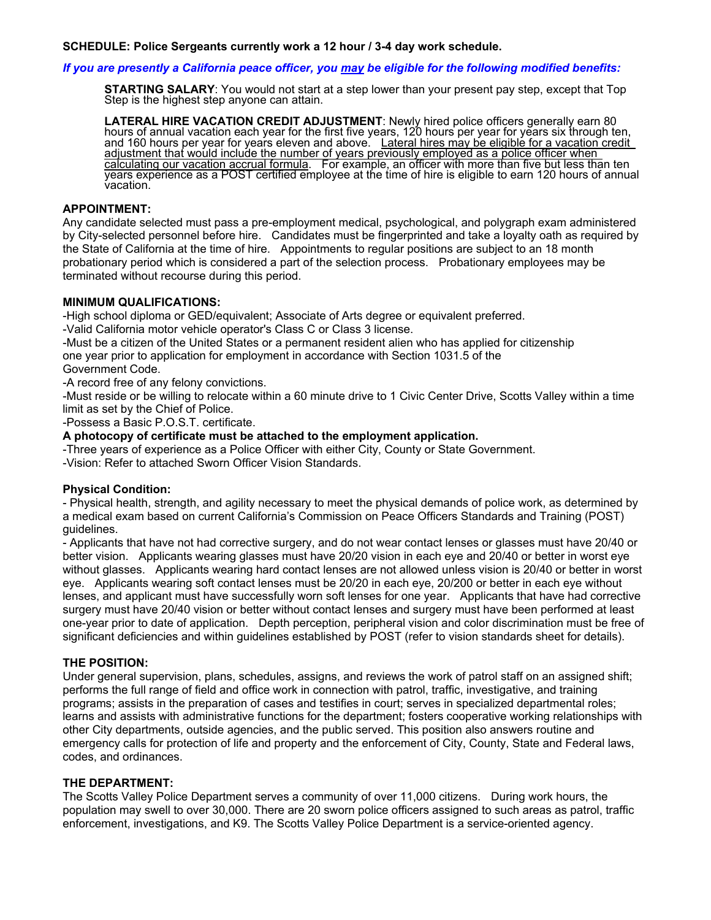**SCHEDULE: Police Sergeants currently work a 12 hour / 3-4 day work schedule.**

***If you are presently a California peace officer, you may be eligible for the following modified benefits:***

**STARTING SALARY**: You would not start at a step lower than your present pay step, except that Top Step is the highest step anyone can attain.

**LATERAL HIRE VACATION CREDIT ADJUSTMENT**: Newly hired police officers generally earn 80 hours of annual vacation each year for the first five years, 120 hours per year for years six through ten, and 160 hours per year for years eleven and above. Lateral hires may be eligible for a vacation credit adjustment that would include the number of years previously employed as a police officer when calculating our vacation accrual formula. For example, an officer with more than five but less than ten years experience as a POST certified employee at the time of hire is eligible to earn 120 hours of annual vacation.

**APPOINTMENT:**

Any candidate selected must pass a pre-employment medical, psychological, and polygraph exam administered by City-selected personnel before hire. Candidates must be fingerprinted and take a loyalty oath as required by the State of California at the time of hire. Appointments to regular positions are subject to an 18 month probationary period which is considered a part of the selection process. Probationary employees may be terminated without recourse during this period.

**MINIMUM QUALIFICATIONS:**

-High school diploma or GED/equivalent; Associate of Arts degree or equivalent preferred.
-Valid California motor vehicle operator's Class C or Class 3 license.
-Must be a citizen of the United States or a permanent resident alien who has applied for citizenship one year prior to application for employment in accordance with Section 1031.5 of the Government Code.
-A record free of any felony convictions.
-Must reside or be willing to relocate within a 60 minute drive to 1 Civic Center Drive, Scotts Valley within a time limit as set by the Chief of Police.
-Possess a Basic P.O.S.T. certificate.
**A photocopy of certificate must be attached to the employment application.**
-Three years of experience as a Police Officer with either City, County or State Government.
-Vision: Refer to attached Sworn Officer Vision Standards.

**Physical Condition:**

- Physical health, strength, and agility necessary to meet the physical demands of police work, as determined by a medical exam based on current California's Commission on Peace Officers Standards and Training (POST) guidelines.
- Applicants that have not had corrective surgery, and do not wear contact lenses or glasses must have 20/40 or better vision. Applicants wearing glasses must have 20/20 vision in each eye and 20/40 or better in worst eye without glasses. Applicants wearing hard contact lenses are not allowed unless vision is 20/40 or better in worst eye. Applicants wearing soft contact lenses must be 20/20 in each eye, 20/200 or better in each eye without lenses, and applicant must have successfully worn soft lenses for one year. Applicants that have had corrective surgery must have 20/40 vision or better without contact lenses and surgery must have been performed at least one-year prior to date of application. Depth perception, peripheral vision and color discrimination must be free of significant deficiencies and within guidelines established by POST (refer to vision standards sheet for details).

**THE POSITION:**

Under general supervision, plans, schedules, assigns, and reviews the work of patrol staff on an assigned shift; performs the full range of field and office work in connection with patrol, traffic, investigative, and training programs; assists in the preparation of cases and testifies in court; serves in specialized departmental roles; learns and assists with administrative functions for the department; fosters cooperative working relationships with other City departments, outside agencies, and the public served. This position also answers routine and emergency calls for protection of life and property and the enforcement of City, County, State and Federal laws, codes, and ordinances.

**THE DEPARTMENT:**

The Scotts Valley Police Department serves a community of over 11,000 citizens. During work hours, the population may swell to over 30,000. There are 20 sworn police officers assigned to such areas as patrol, traffic enforcement, investigations, and K9. The Scotts Valley Police Department is a service-oriented agency.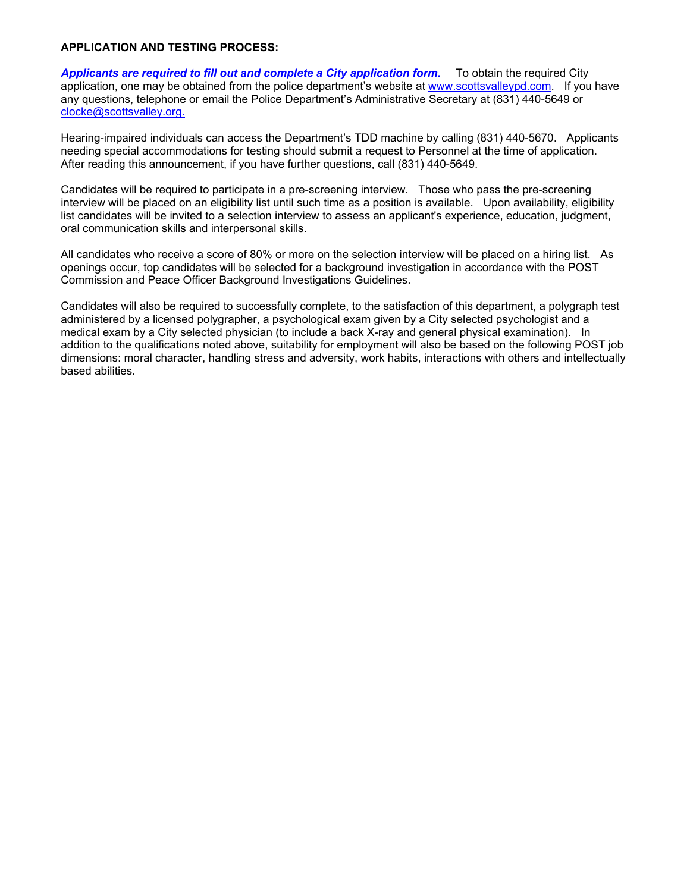**APPLICATION AND TESTING PROCESS:**

***Applicants are required to fill out and complete a City application form.*** To obtain the required City application, one may be obtained from the police department's website at [www.scottsvalleypd.com](http://www.scottsvalleypd.com). If you have any questions, telephone or email the Police Department's Administrative Secretary at (831) 440-5649 or [clocke@scottsvalley.org.](mailto:clocke@scottsvalley.org)

Hearing-impaired individuals can access the Department's TDD machine by calling (831) 440-5670. Applicants needing special accommodations for testing should submit a request to Personnel at the time of application. After reading this announcement, if you have further questions, call (831) 440-5649.

Candidates will be required to participate in a pre-screening interview. Those who pass the pre-screening interview will be placed on an eligibility list until such time as a position is available. Upon availability, eligibility list candidates will be invited to a selection interview to assess an applicant's experience, education, judgment, oral communication skills and interpersonal skills.

All candidates who receive a score of 80% or more on the selection interview will be placed on a hiring list. As openings occur, top candidates will be selected for a background investigation in accordance with the POST Commission and Peace Officer Background Investigations Guidelines.

Candidates will also be required to successfully complete, to the satisfaction of this department, a polygraph test administered by a licensed polygrapher, a psychological exam given by a City selected psychologist and a medical exam by a City selected physician (to include a back X-ray and general physical examination). In addition to the qualifications noted above, suitability for employment will also be based on the following POST job dimensions: moral character, handling stress and adversity, work habits, interactions with others and intellectually based abilities.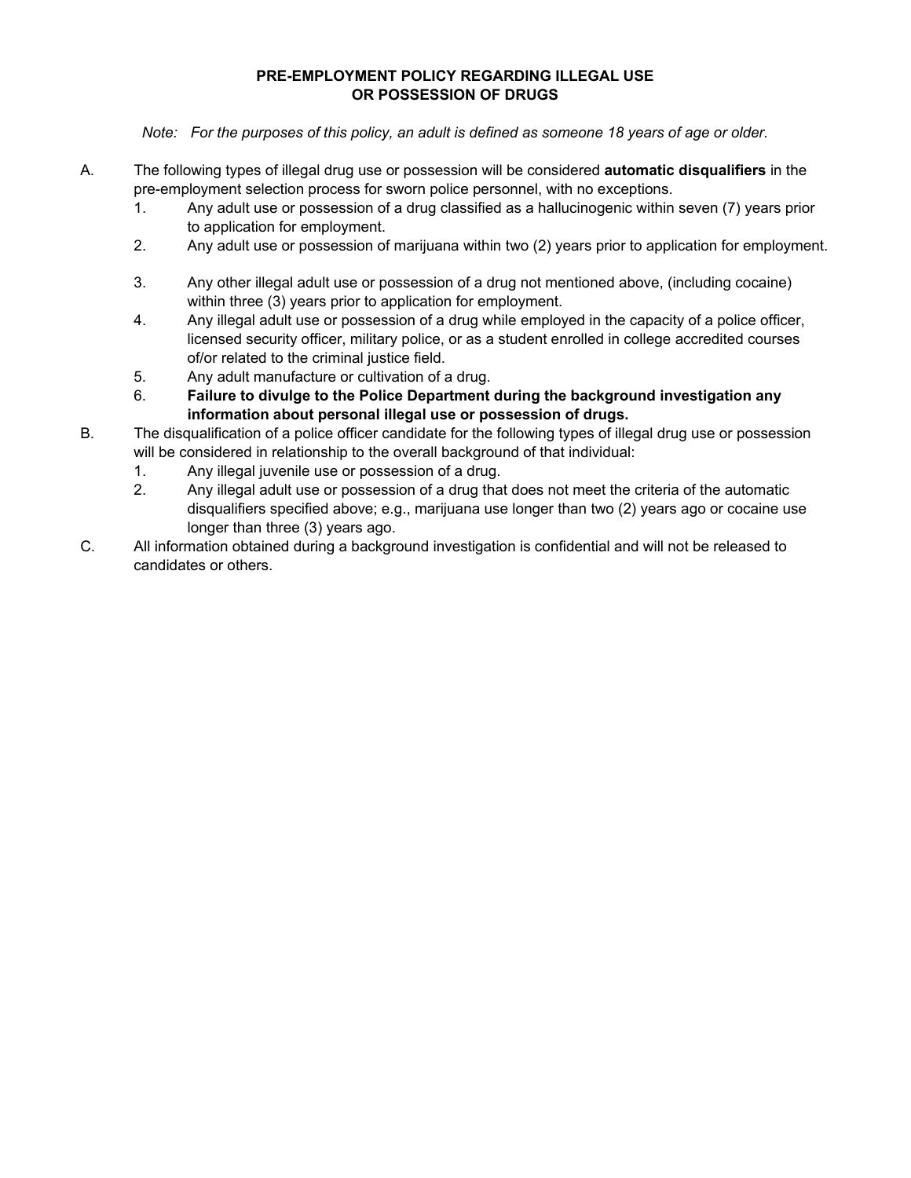# PRE-EMPLOYMENT POLICY REGARDING ILLEGAL USE OR POSSESSION OF DRUGS

*Note: For the purposes of this policy, an adult is defined as someone 18 years of age or older.*

A. The following types of illegal drug use or possession will be considered **automatic disqualifiers** in the pre-employment selection process for sworn police personnel, with no exceptions.
   1. Any adult use or possession of a drug classified as a hallucinogenic within seven (7) years prior to application for employment.
   2. Any adult use or possession of marijuana within two (2) years prior to application for employment.
   3. Any other illegal adult use or possession of a drug not mentioned above, (including cocaine) within three (3) years prior to application for employment.
   4. Any illegal adult use or possession of a drug while employed in the capacity of a police officer, licensed security officer, military police, or as a student enrolled in college accredited courses of/or related to the criminal justice field.
   5. Any adult manufacture or cultivation of a drug.
   6. **Failure to divulge to the Police Department during the background investigation any information about personal illegal use or possession of drugs.**

B. The disqualification of a police officer candidate for the following types of illegal drug use or possession will be considered in relationship to the overall background of that individual:
   1. Any illegal juvenile use or possession of a drug.
   2. Any illegal adult use or possession of a drug that does not meet the criteria of the automatic disqualifiers specified above; e.g., marijuana use longer than two (2) years ago or cocaine use longer than three (3) years ago.

C. All information obtained during a background investigation is confidential and will not be released to candidates or others.